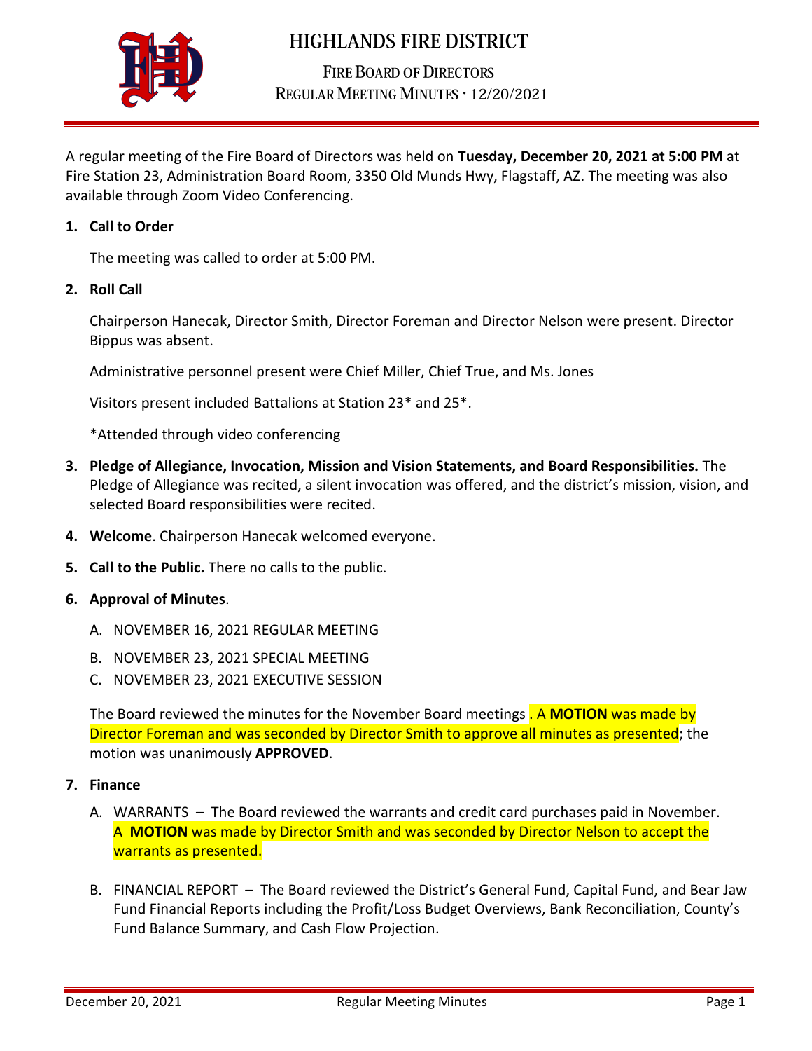# HIGHLANDS FIRE DISTRICT

## FIRE BOARD OF DIRECTORS
## REGULAR MEETING MINUTES · 12/20/2021

A regular meeting of the Fire Board of Directors was held on **Tuesday, December 20, 2021 at 5:00 PM** at Fire Station 23, Administration Board Room, 3350 Old Munds Hwy, Flagstaff, AZ. The meeting was also available through Zoom Video Conferencing.

1. **Call to Order**

   The meeting was called to order at 5:00 PM.

2. **Roll Call**

   Chairperson Hanecak, Director Smith, Director Foreman and Director Nelson were present. Director Bippus was absent.

   Administrative personnel present were Chief Miller, Chief True, and Ms. Jones

   Visitors present included Battalions at Station 23* and 25*.

   *Attended through video conferencing

3. **Pledge of Allegiance, Invocation, Mission and Vision Statements, and Board Responsibilities.** The Pledge of Allegiance was recited, a silent invocation was offered, and the district's mission, vision, and selected Board responsibilities were recited.

4. **Welcome**. Chairperson Hanecak welcomed everyone.

5. **Call to the Public.** There no calls to the public.

6. **Approval of Minutes**.

   A. NOVEMBER 16, 2021 REGULAR MEETING

   B. NOVEMBER 23, 2021 SPECIAL MEETING

   C. NOVEMBER 23, 2021 EXECUTIVE SESSION

   The Board reviewed the minutes for the November Board meetings . A **MOTION** was made by Director Foreman and was seconded by Director Smith to approve all minutes as presented; the motion was unanimously **APPROVED**.

7. **Finance**

   A. WARRANTS – The Board reviewed the warrants and credit card purchases paid in November. A **MOTION** was made by Director Smith and was seconded by Director Nelson to accept the warrants as presented.

   B. FINANCIAL REPORT – The Board reviewed the District's General Fund, Capital Fund, and Bear Jaw Fund Financial Reports including the Profit/Loss Budget Overviews, Bank Reconciliation, County's Fund Balance Summary, and Cash Flow Projection.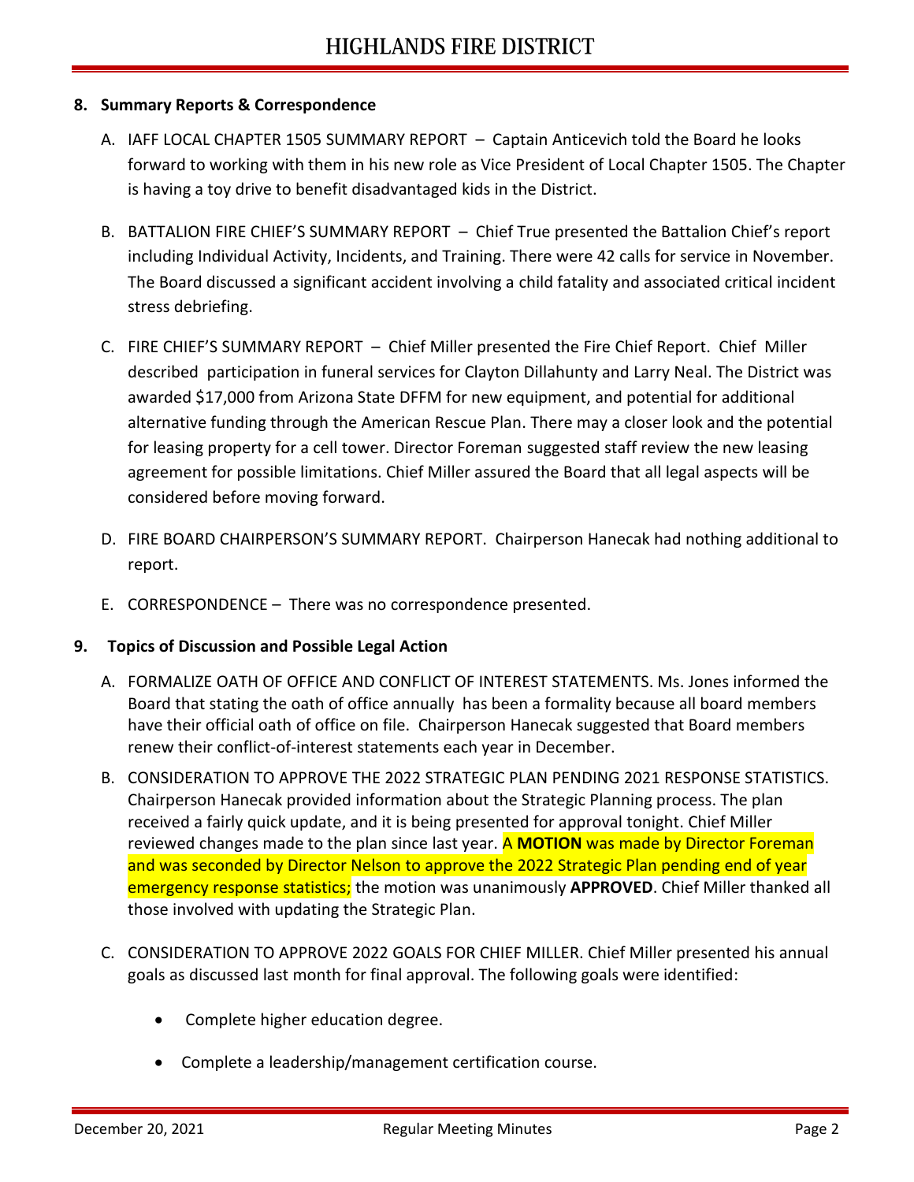# HIGHLANDS FIRE DISTRICT

**8. Summary Reports & Correspondence**

A. IAFF LOCAL CHAPTER 1505 SUMMARY REPORT – Captain Anticevich told the Board he looks forward to working with them in his new role as Vice President of Local Chapter 1505. The Chapter is having a toy drive to benefit disadvantaged kids in the District.

B. BATTALION FIRE CHIEF'S SUMMARY REPORT – Chief True presented the Battalion Chief's report including Individual Activity, Incidents, and Training. There were 42 calls for service in November. The Board discussed a significant accident involving a child fatality and associated critical incident stress debriefing.

C. FIRE CHIEF'S SUMMARY REPORT – Chief Miller presented the Fire Chief Report. Chief Miller described participation in funeral services for Clayton Dillahunty and Larry Neal. The District was awarded $17,000 from Arizona State DFFM for new equipment, and potential for additional alternative funding through the American Rescue Plan. There may a closer look and the potential for leasing property for a cell tower. Director Foreman suggested staff review the new leasing agreement for possible limitations. Chief Miller assured the Board that all legal aspects will be considered before moving forward.

D. FIRE BOARD CHAIRPERSON'S SUMMARY REPORT. Chairperson Hanecak had nothing additional to report.

E. CORRESPONDENCE – There was no correspondence presented.

**9. Topics of Discussion and Possible Legal Action**

A. FORMALIZE OATH OF OFFICE AND CONFLICT OF INTEREST STATEMENTS. Ms. Jones informed the Board that stating the oath of office annually has been a formality because all board members have their official oath of office on file. Chairperson Hanecak suggested that Board members renew their conflict-of-interest statements each year in December.

B. CONSIDERATION TO APPROVE THE 2022 STRATEGIC PLAN PENDING 2021 RESPONSE STATISTICS. Chairperson Hanecak provided information about the Strategic Planning process. The plan received a fairly quick update, and it is being presented for approval tonight. Chief Miller reviewed changes made to the plan since last year. A **MOTION** was made by Director Foreman and was seconded by Director Nelson to approve the 2022 Strategic Plan pending end of year emergency response statistics; the motion was unanimously **APPROVED**. Chief Miller thanked all those involved with updating the Strategic Plan.

C. CONSIDERATION TO APPROVE 2022 GOALS FOR CHIEF MILLER. Chief Miller presented his annual goals as discussed last month for final approval. The following goals were identified:

- Complete higher education degree.
- Complete a leadership/management certification course.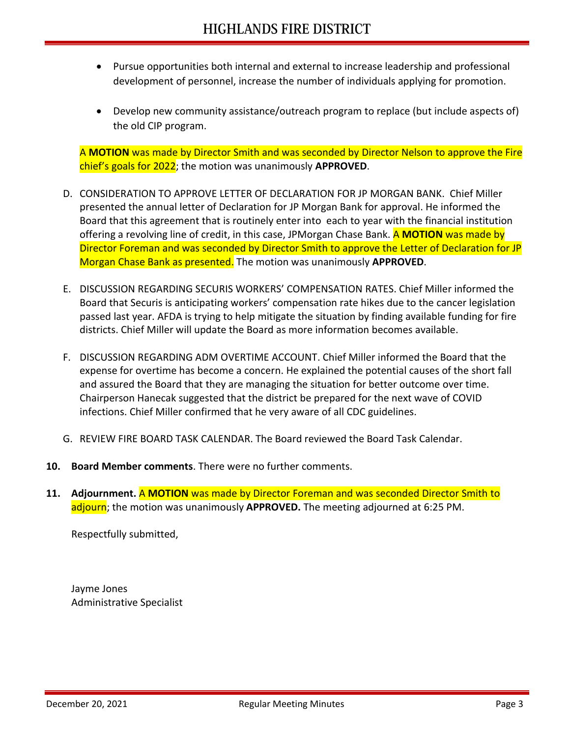- Pursue opportunities both internal and external to increase leadership and professional development of personnel, increase the number of individuals applying for promotion.

- Develop new community assistance/outreach program to replace (but include aspects of) the old CIP program.

A **MOTION** was made by Director Smith and was seconded by Director Nelson to approve the Fire chief's goals for 2022; the motion was unanimously **APPROVED**.

D. CONSIDERATION TO APPROVE LETTER OF DECLARATION FOR JP MORGAN BANK. Chief Miller presented the annual letter of Declaration for JP Morgan Bank for approval. He informed the Board that this agreement that is routinely enter into each to year with the financial institution offering a revolving line of credit, in this case, JPMorgan Chase Bank. A **MOTION** was made by Director Foreman and was seconded by Director Smith to approve the Letter of Declaration for JP Morgan Chase Bank as presented. The motion was unanimously **APPROVED**.

E. DISCUSSION REGARDING SECURIS WORKERS' COMPENSATION RATES. Chief Miller informed the Board that Securis is anticipating workers' compensation rate hikes due to the cancer legislation passed last year. AFDA is trying to help mitigate the situation by finding available funding for fire districts. Chief Miller will update the Board as more information becomes available.

F. DISCUSSION REGARDING ADM OVERTIME ACCOUNT. Chief Miller informed the Board that the expense for overtime has become a concern. He explained the potential causes of the short fall and assured the Board that they are managing the situation for better outcome over time. Chairperson Hanecak suggested that the district be prepared for the next wave of COVID infections. Chief Miller confirmed that he very aware of all CDC guidelines.

G. REVIEW FIRE BOARD TASK CALENDAR. The Board reviewed the Board Task Calendar.

**10. Board Member comments**. There were no further comments.

**11. Adjournment.** A **MOTION** was made by Director Foreman and was seconded Director Smith to adjourn; the motion was unanimously **APPROVED.** The meeting adjourned at 6:25 PM.

Respectfully submitted,

Jayme Jones
Administrative Specialist